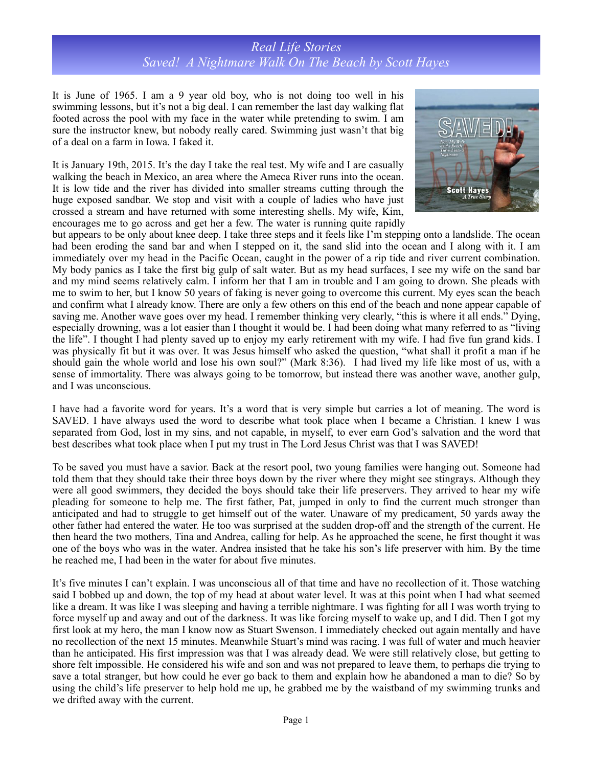# Real Life Stories

## Saved! A Nightmare Walk On The Beach by Scott Hayes

It is June of 1965. I am a 9 year old boy, who is not doing too well in his swimming lessons, but it's not a big deal. I can remember the last day walking flat footed across the pool with my face in the water while pretending to swim. I am sure the instructor knew, but nobody really cared. Swimming just wasn't that big of a deal on a farm in Iowa. I faked it.

It is January 19th, 2015. It's the day I take the real test. My wife and I are casually walking the beach in Mexico, an area where the Ameca River runs into the ocean. It is low tide and the river has divided into smaller streams cutting through the huge exposed sandbar. We stop and visit with a couple of ladies who have just crossed a stream and have returned with some interesting shells. My wife, Kim, encourages me to go across and get her a few. The water is running quite rapidly but appears to be only about knee deep. I take three steps and it feels like I'm stepping onto a landslide. The ocean had been eroding the sand bar and when I stepped on it, the sand slid into the ocean and I along with it. I am immediately over my head in the Pacific Ocean, caught in the power of a rip tide and river current combination. My body panics as I take the first big gulp of salt water. But as my head surfaces, I see my wife on the sand bar and my mind seems relatively calm. I inform her that I am in trouble and I am going to drown. She pleads with me to swim to her, but I know 50 years of faking is never going to overcome this current. My eyes scan the beach and confirm what I already know. There are only a few others on this end of the beach and none appear capable of saving me. Another wave goes over my head. I remember thinking very clearly, "this is where it all ends." Dying, especially drowning, was a lot easier than I thought it would be. I had been doing what many referred to as "living the life". I thought I had plenty saved up to enjoy my early retirement with my wife. I had five fun grand kids. I was physically fit but it was over. It was Jesus himself who asked the question, "what shall it profit a man if he should gain the whole world and lose his own soul?" (Mark 8:36). I had lived my life like most of us, with a sense of immortality. There was always going to be tomorrow, but instead there was another wave, another gulp, and I was unconscious.

I have had a favorite word for years. It's a word that is very simple but carries a lot of meaning. The word is SAVED. I have always used the word to describe what took place when I became a Christian. I knew I was separated from God, lost in my sins, and not capable, in myself, to ever earn God's salvation and the word that best describes what took place when I put my trust in The Lord Jesus Christ was that I was SAVED!

To be saved you must have a savior. Back at the resort pool, two young families were hanging out. Someone had told them that they should take their three boys down by the river where they might see stingrays. Although they were all good swimmers, they decided the boys should take their life preservers. They arrived to hear my wife pleading for someone to help me. The first father, Pat, jumped in only to find the current much stronger than anticipated and had to struggle to get himself out of the water. Unaware of my predicament, 50 yards away the other father had entered the water. He too was surprised at the sudden drop-off and the strength of the current. He then heard the two mothers, Tina and Andrea, calling for help. As he approached the scene, he first thought it was one of the boys who was in the water. Andrea insisted that he take his son's life preserver with him. By the time he reached me, I had been in the water for about five minutes.

It's five minutes I can't explain. I was unconscious all of that time and have no recollection of it. Those watching said I bobbed up and down, the top of my head at about water level. It was at this point when I had what seemed like a dream. It was like I was sleeping and having a terrible nightmare. I was fighting for all I was worth trying to force myself up and away and out of the darkness. It was like forcing myself to wake up, and I did. Then I got my first look at my hero, the man I know now as Stuart Swenson. I immediately checked out again mentally and have no recollection of the next 15 minutes. Meanwhile Stuart's mind was racing. I was full of water and much heavier than he anticipated. His first impression was that I was already dead. We were still relatively close, but getting to shore felt impossible. He considered his wife and son and was not prepared to leave them, to perhaps die trying to save a total stranger, but how could he ever go back to them and explain how he abandoned a man to die? So by using the child's life preserver to help hold me up, he grabbed me by the waistband of my swimming trunks and we drifted away with the current.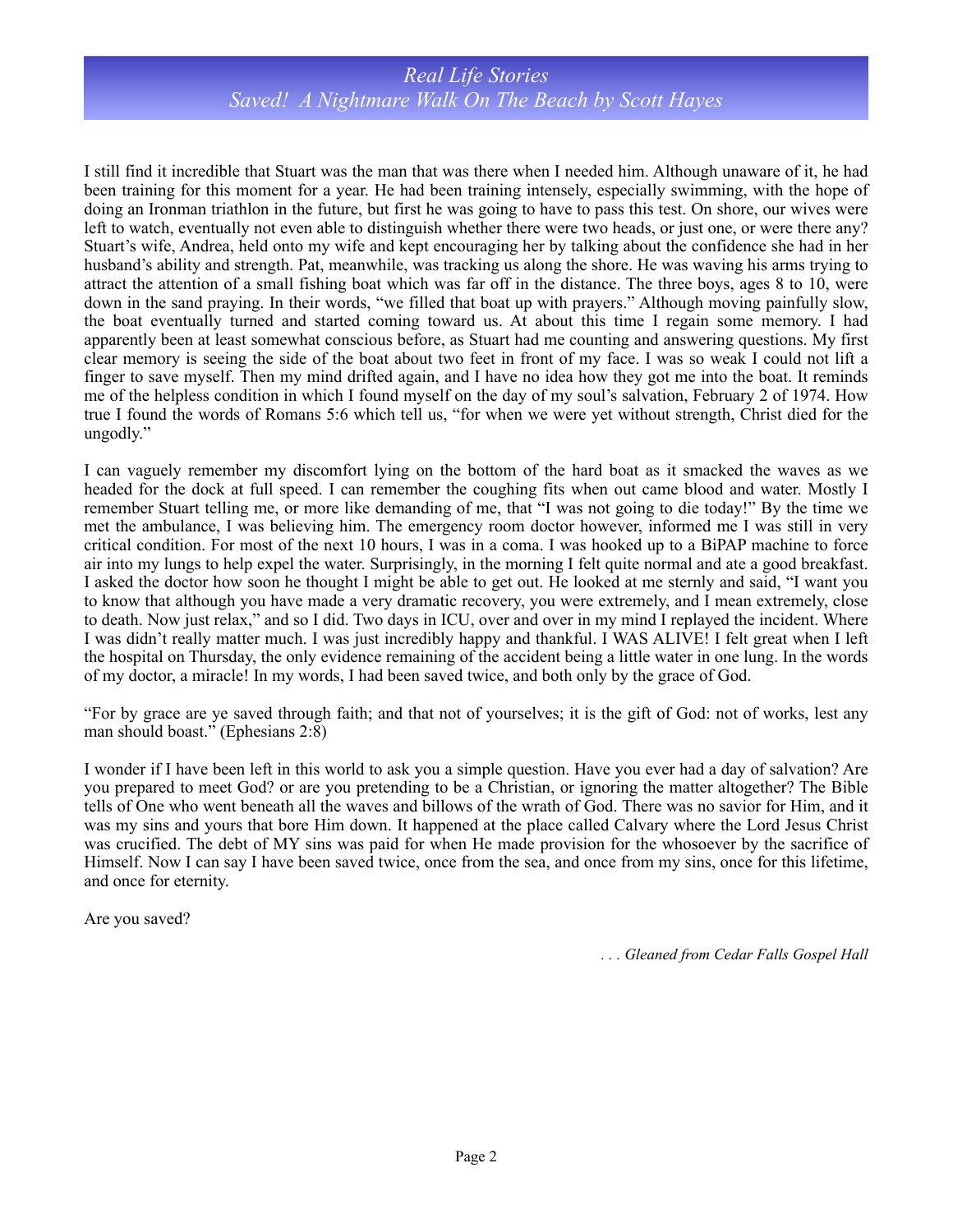I still find it incredible that Stuart was the man that was there when I needed him. Although unaware of it, he had been training for this moment for a year. He had been training intensely, especially swimming, with the hope of doing an Ironman triathlon in the future, but first he was going to have to pass this test. On shore, our wives were left to watch, eventually not even able to distinguish whether there were two heads, or just one, or were there any? Stuart's wife, Andrea, held onto my wife and kept encouraging her by talking about the confidence she had in her husband's ability and strength. Pat, meanwhile, was tracking us along the shore. He was waving his arms trying to attract the attention of a small fishing boat which was far off in the distance. The three boys, ages 8 to 10, were down in the sand praying. In their words, "we filled that boat up with prayers." Although moving painfully slow, the boat eventually turned and started coming toward us. At about this time I regain some memory. I had apparently been at least somewhat conscious before, as Stuart had me counting and answering questions. My first clear memory is seeing the side of the boat about two feet in front of my face. I was so weak I could not lift a finger to save myself. Then my mind drifted again, and I have no idea how they got me into the boat. It reminds me of the helpless condition in which I found myself on the day of my soul's salvation, February 2 of 1974. How true I found the words of Romans 5:6 which tell us, "for when we were yet without strength, Christ died for the ungodly."

I can vaguely remember my discomfort lying on the bottom of the hard boat as it smacked the waves as we headed for the dock at full speed. I can remember the coughing fits when out came blood and water. Mostly I remember Stuart telling me, or more like demanding of me, that "I was not going to die today!" By the time we met the ambulance, I was believing him. The emergency room doctor however, informed me I was still in very critical condition. For most of the next 10 hours, I was in a coma. I was hooked up to a BiPAP machine to force air into my lungs to help expel the water. Surprisingly, in the morning I felt quite normal and ate a good breakfast. I asked the doctor how soon he thought I might be able to get out. He looked at me sternly and said, "I want you to know that although you have made a very dramatic recovery, you were extremely, and I mean extremely, close to death. Now just relax," and so I did. Two days in ICU, over and over in my mind I replayed the incident. Where I was didn't really matter much. I was just incredibly happy and thankful. I WAS ALIVE! I felt great when I left the hospital on Thursday, the only evidence remaining of the accident being a little water in one lung. In the words of my doctor, a miracle! In my words, I had been saved twice, and both only by the grace of God.

"For by grace are ye saved through faith; and that not of yourselves; it is the gift of God: not of works, lest any man should boast." (Ephesians 2:8)

I wonder if I have been left in this world to ask you a simple question. Have you ever had a day of salvation? Are you prepared to meet God? or are you pretending to be a Christian, or ignoring the matter altogether? The Bible tells of One who went beneath all the waves and billows of the wrath of God. There was no savior for Him, and it was my sins and yours that bore Him down. It happened at the place called Calvary where the Lord Jesus Christ was crucified. The debt of MY sins was paid for when He made provision for the whosoever by the sacrifice of Himself. Now I can say I have been saved twice, once from the sea, and once from my sins, once for this lifetime, and once for eternity.

Are you saved?

*. . . Gleaned from Cedar Falls Gospel Hall*